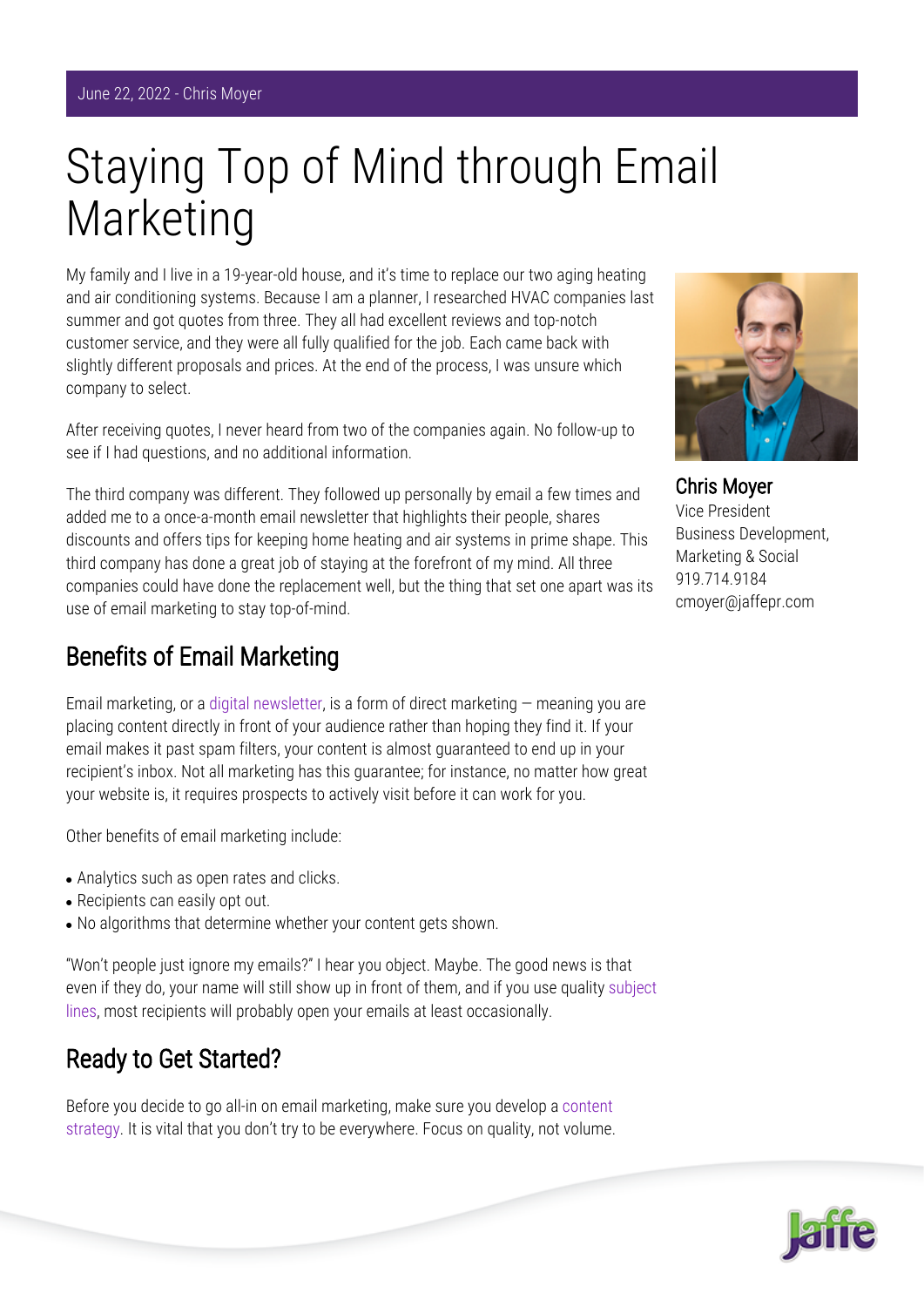June 22, 2022 - Chris Moyer

# Staying Top of Mind through Email Marketing

My family and I live in a 19-year-old house, and it's time to replace our two aging heating and air conditioning systems. Because I am a planner, I researched HVAC companies last summer and got quotes from three. They all had excellent reviews and top-notch customer service, and they were all fully qualified for the job. Each came back with slightly different proposals and prices. At the end of the process, I was unsure which company to select.

After receiving quotes, I never heard from two of the companies again. No follow-up to see if I had questions, and no additional information.

The third company was different. They followed up personally by email a few times and added me to a once-a-month email newsletter that highlights their people, shares discounts and offers tips for keeping home heating and air systems in prime shape. This third company has done a great job of staying at the forefront of my mind. All three companies could have done the replacement well, but the thing that set one apart was its use of email marketing to stay top-of-mind.

**Chris Moyer**
Vice President
Business Development, Marketing & Social
919.714.9184
cmoyer@jaffepr.com

## Benefits of Email Marketing

Email marketing, or a digital newsletter, is a form of direct marketing — meaning you are placing content directly in front of your audience rather than hoping they find it. If your email makes it past spam filters, your content is almost guaranteed to end up in your recipient's inbox. Not all marketing has this guarantee; for instance, no matter how great your website is, it requires prospects to actively visit before it can work for you.

Other benefits of email marketing include:

- Analytics such as open rates and clicks.
- Recipients can easily opt out.
- No algorithms that determine whether your content gets shown.

"Won't people just ignore my emails?" I hear you object. Maybe. The good news is that even if they do, your name will still show up in front of them, and if you use quality subject lines, most recipients will probably open your emails at least occasionally.

## Ready to Get Started?

Before you decide to go all-in on email marketing, make sure you develop a content strategy. It is vital that you don't try to be everywhere. Focus on quality, not volume.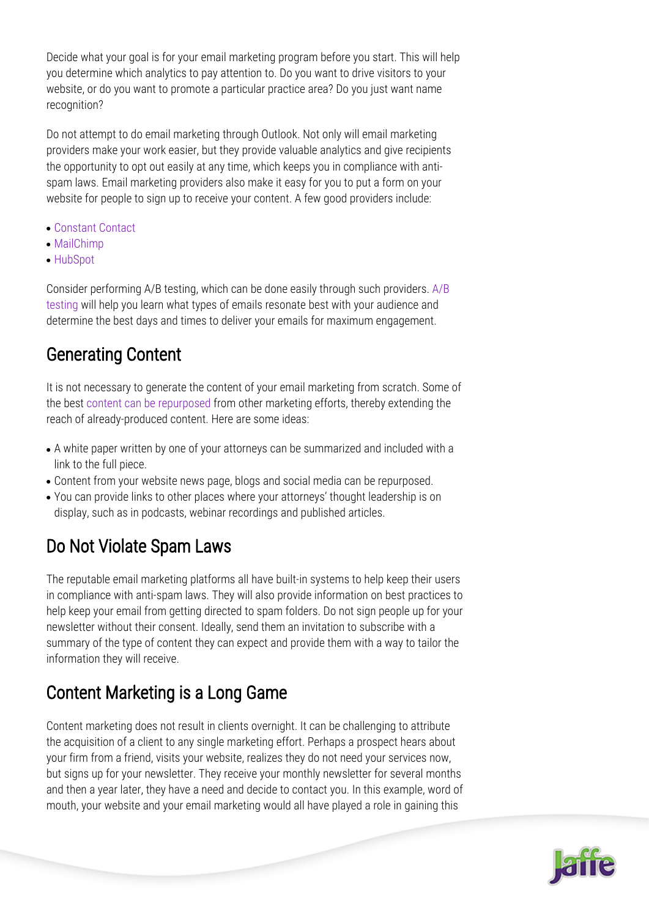Decide what your goal is for your email marketing program before you start. This will help you determine which analytics to pay attention to. Do you want to drive visitors to your website, or do you want to promote a particular practice area? Do you just want name recognition?

Do not attempt to do email marketing through Outlook. Not only will email marketing providers make your work easier, but they provide valuable analytics and give recipients the opportunity to opt out easily at any time, which keeps you in compliance with anti-spam laws. Email marketing providers also make it easy for you to put a form on your website for people to sign up to receive your content. A few good providers include:

- Constant Contact
- MailChimp
- HubSpot

Consider performing A/B testing, which can be done easily through such providers. A/B testing will help you learn what types of emails resonate best with your audience and determine the best days and times to deliver your emails for maximum engagement.

## Generating Content

It is not necessary to generate the content of your email marketing from scratch. Some of the best content can be repurposed from other marketing efforts, thereby extending the reach of already-produced content. Here are some ideas:

- A white paper written by one of your attorneys can be summarized and included with a link to the full piece.
- Content from your website news page, blogs and social media can be repurposed.
- You can provide links to other places where your attorneys' thought leadership is on display, such as in podcasts, webinar recordings and published articles.

## Do Not Violate Spam Laws

The reputable email marketing platforms all have built-in systems to help keep their users in compliance with anti-spam laws. They will also provide information on best practices to help keep your email from getting directed to spam folders. Do not sign people up for your newsletter without their consent. Ideally, send them an invitation to subscribe with a summary of the type of content they can expect and provide them with a way to tailor the information they will receive.

## Content Marketing is a Long Game

Content marketing does not result in clients overnight. It can be challenging to attribute the acquisition of a client to any single marketing effort. Perhaps a prospect hears about your firm from a friend, visits your website, realizes they do not need your services now, but signs up for your newsletter. They receive your monthly newsletter for several months and then a year later, they have a need and decide to contact you. In this example, word of mouth, your website and your email marketing would all have played a role in gaining this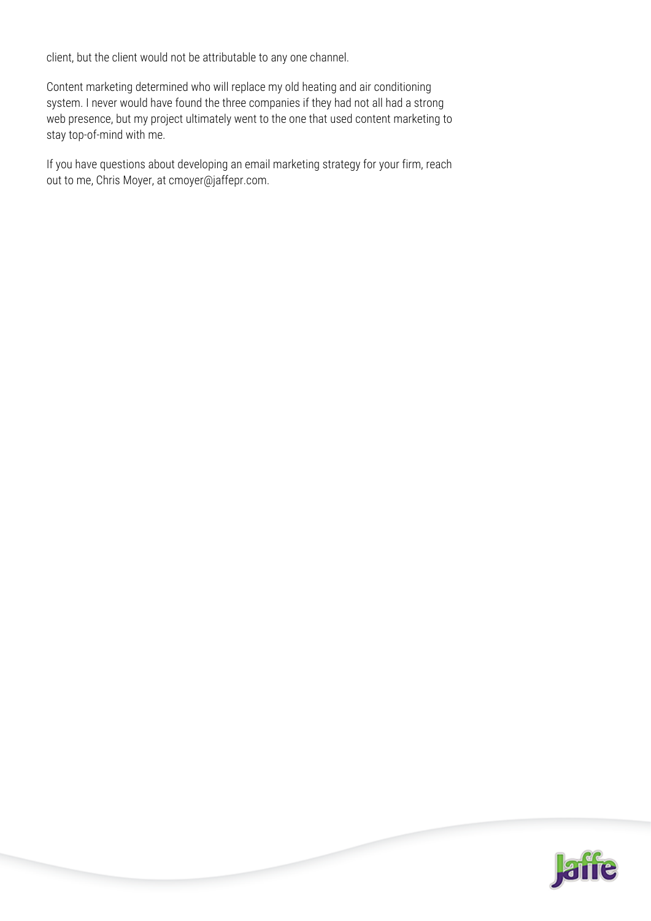client, but the client would not be attributable to any one channel.

Content marketing determined who will replace my old heating and air conditioning system. I never would have found the three companies if they had not all had a strong web presence, but my project ultimately went to the one that used content marketing to stay top-of-mind with me.

If you have questions about developing an email marketing strategy for your firm, reach out to me, Chris Moyer, at cmoyer@jaffepr.com.